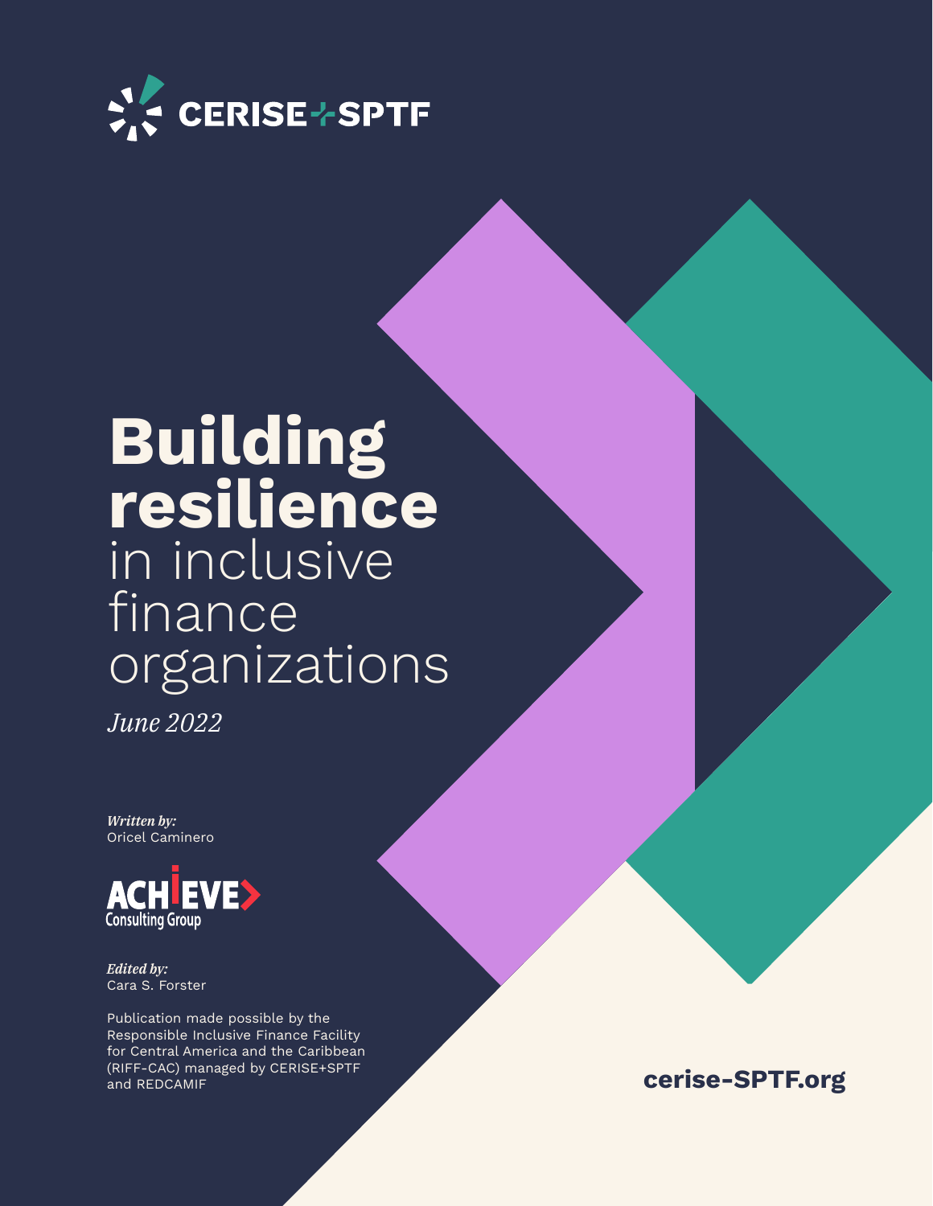CERISE+SPTF

# **Building resilience** in inclusive finance organizations

*June 2022*

***Written by:***
Oricel Caminero

ACHIEVE Consulting Group

***Edited by:***
Cara S. Forster

Publication made possible by the Responsible Inclusive Finance Facility for Central America and the Caribbean (RIFF-CAC) managed by CERISE+SPTF and REDCAMIF

**cerise-SPTF.org**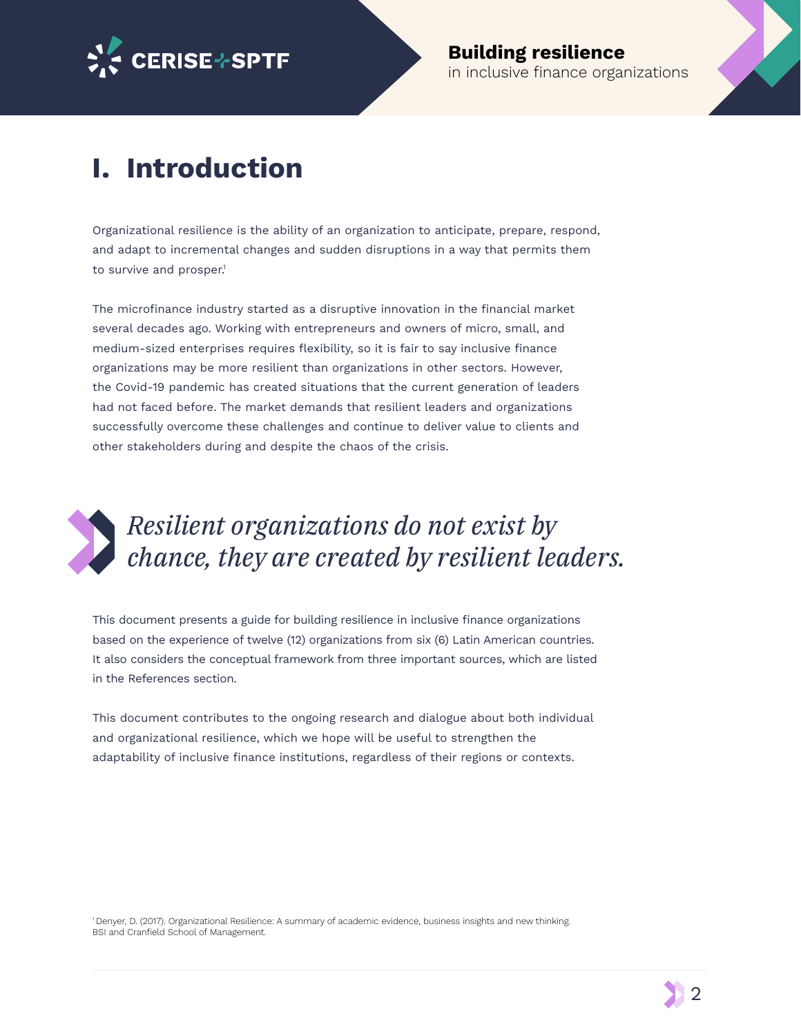# I. Introduction

Organizational resilience is the ability of an organization to anticipate, prepare, respond, and adapt to incremental changes and sudden disruptions in a way that permits them to survive and prosper.[1]

The microfinance industry started as a disruptive innovation in the financial market several decades ago. Working with entrepreneurs and owners of micro, small, and medium-sized enterprises requires flexibility, so it is fair to say inclusive finance organizations may be more resilient than organizations in other sectors. However, the Covid-19 pandemic has created situations that the current generation of leaders had not faced before. The market demands that resilient leaders and organizations successfully overcome these challenges and continue to deliver value to clients and other stakeholders during and despite the chaos of the crisis.

> *Resilient organizations do not exist by chance, they are created by resilient leaders.*

This document presents a guide for building resilience in inclusive finance organizations based on the experience of twelve (12) organizations from six (6) Latin American countries. It also considers the conceptual framework from three important sources, which are listed in the References section.

This document contributes to the ongoing research and dialogue about both individual and organizational resilience, which we hope will be useful to strengthen the adaptability of inclusive finance institutions, regardless of their regions or contexts.

[1] Denyer, D. (2017). Organizational Resilience: A summary of academic evidence, business insights and new thinking. BSI and Cranfield School of Management.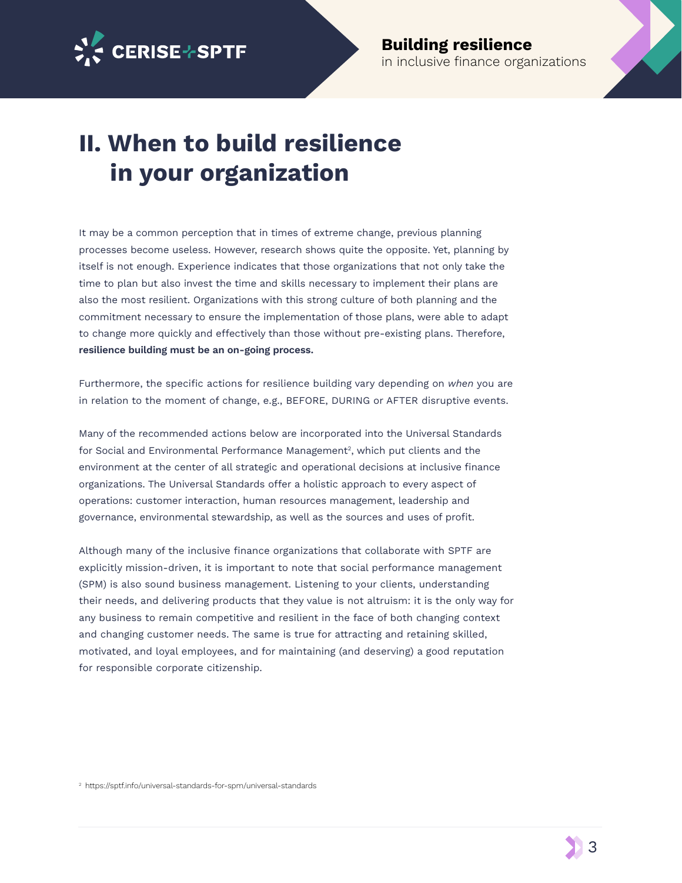# II. When to build resilience in your organization

It may be a common perception that in times of extreme change, previous planning processes become useless. However, research shows quite the opposite. Yet, planning by itself is not enough. Experience indicates that those organizations that not only take the time to plan but also invest the time and skills necessary to implement their plans are also the most resilient. Organizations with this strong culture of both planning and the commitment necessary to ensure the implementation of those plans, were able to adapt to change more quickly and effectively than those without pre-existing plans. Therefore, **resilience building must be an on-going process.**

Furthermore, the specific actions for resilience building vary depending on *when* you are in relation to the moment of change, e.g., BEFORE, DURING or AFTER disruptive events.

Many of the recommended actions below are incorporated into the Universal Standards for Social and Environmental Performance Management[2], which put clients and the environment at the center of all strategic and operational decisions at inclusive finance organizations. The Universal Standards offer a holistic approach to every aspect of operations: customer interaction, human resources management, leadership and governance, environmental stewardship, as well as the sources and uses of profit.

Although many of the inclusive finance organizations that collaborate with SPTF are explicitly mission-driven, it is important to note that social performance management (SPM) is also sound business management. Listening to your clients, understanding their needs, and delivering products that they value is not altruism: it is the only way for any business to remain competitive and resilient in the face of both changing context and changing customer needs. The same is true for attracting and retaining skilled, motivated, and loyal employees, and for maintaining (and deserving) a good reputation for responsible corporate citizenship.

[2] https://sptf.info/universal-standards-for-spm/universal-standards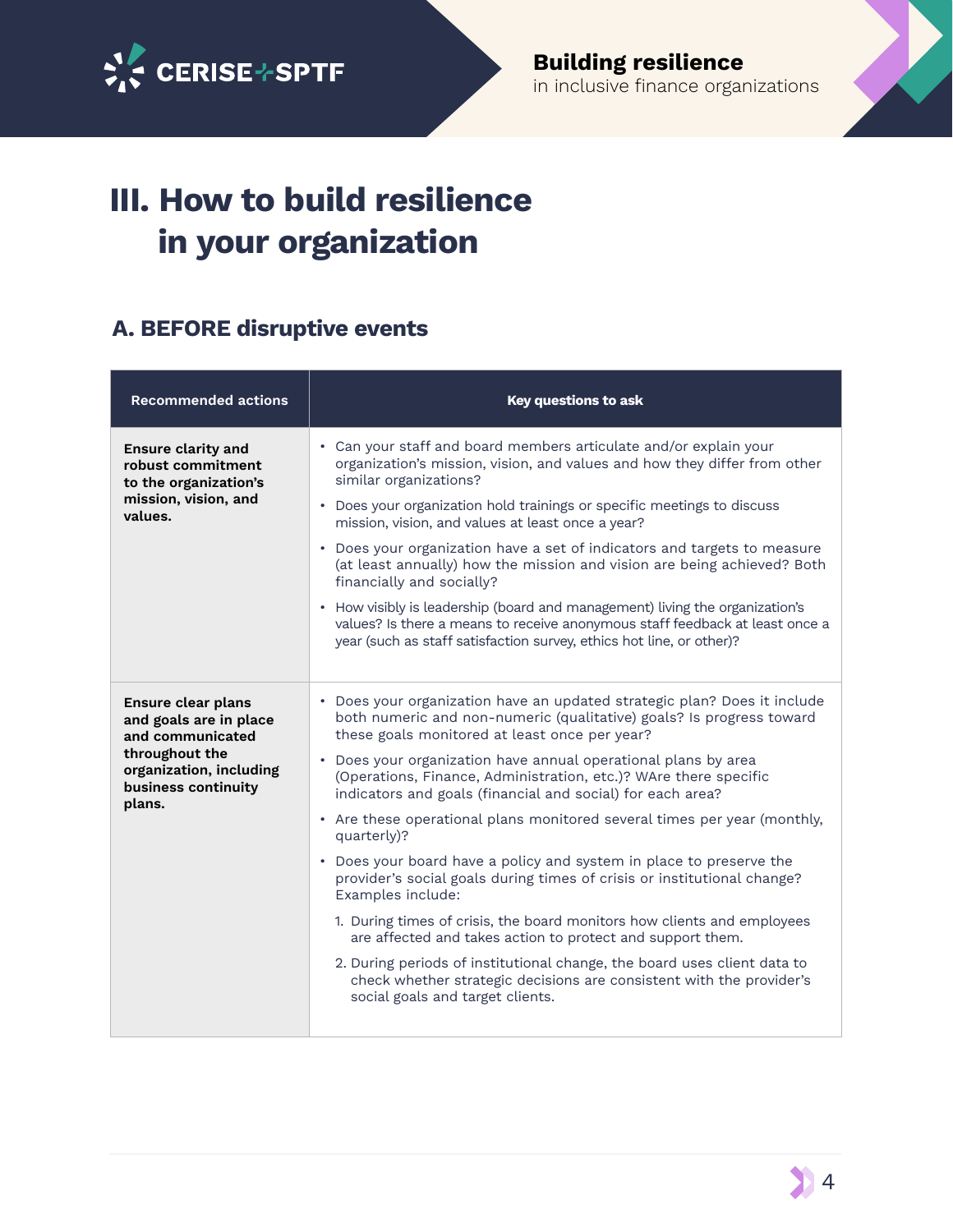# III. How to build resilience in your organization

## A. BEFORE disruptive events

| Recommended actions | Key questions to ask |
|---|---|
| **Ensure clarity and robust commitment to the organization's mission, vision, and values.** | • Can your staff and board members articulate and/or explain your organization's mission, vision, and values and how they differ from other similar organizations?<br>• Does your organization hold trainings or specific meetings to discuss mission, vision, and values at least once a year?<br>• Does your organization have a set of indicators and targets to measure (at least annually) how the mission and vision are being achieved? Both financially and socially?<br>• How visibly is leadership (board and management) living the organization's values? Is there a means to receive anonymous staff feedback at least once a year (such as staff satisfaction survey, ethics hot line, or other)? |
| **Ensure clear plans and goals are in place and communicated throughout the organization, including business continuity plans.** | • Does your organization have an updated strategic plan? Does it include both numeric and non-numeric (qualitative) goals? Is progress toward these goals monitored at least once per year?<br>• Does your organization have annual operational plans by area (Operations, Finance, Administration, etc.)? WAre there specific indicators and goals (financial and social) for each area?<br>• Are these operational plans monitored several times per year (monthly, quarterly)?<br>• Does your board have a policy and system in place to preserve the provider's social goals during times of crisis or institutional change? Examples include:<br>1. During times of crisis, the board monitors how clients and employees are affected and takes action to protect and support them.<br>2. During periods of institutional change, the board uses client data to check whether strategic decisions are consistent with the provider's social goals and target clients. |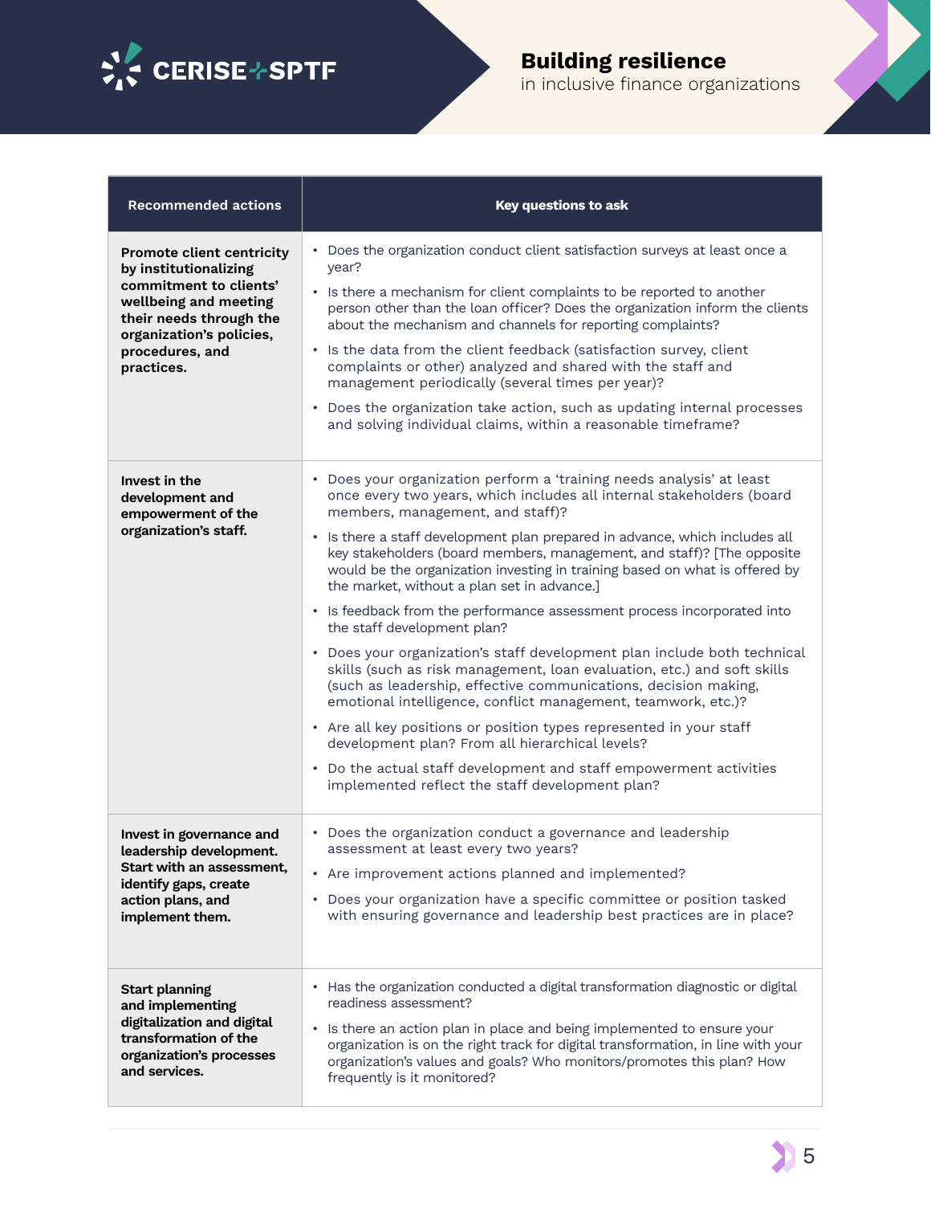| Recommended actions | Key questions to ask |
|---|---|
| **Promote client centricity by institutionalizing commitment to clients' wellbeing and meeting their needs through the organization's policies, procedures, and practices.** | • Does the organization conduct client satisfaction surveys at least once a year?<br>• Is there a mechanism for client complaints to be reported to another person other than the loan officer? Does the organization inform the clients about the mechanism and channels for reporting complaints?<br>• Is the data from the client feedback (satisfaction survey, client complaints or other) analyzed and shared with the staff and management periodically (several times per year)?<br>• Does the organization take action, such as updating internal processes and solving individual claims, within a reasonable timeframe? |
| **Invest in the development and empowerment of the organization's staff.** | • Does your organization perform a 'training needs analysis' at least once every two years, which includes all internal stakeholders (board members, management, and staff)?<br>• Is there a staff development plan prepared in advance, which includes all key stakeholders (board members, management, and staff)? [The opposite would be the organization investing in training based on what is offered by the market, without a plan set in advance.]<br>• Is feedback from the performance assessment process incorporated into the staff development plan?<br>• Does your organization's staff development plan include both technical skills (such as risk management, loan evaluation, etc.) and soft skills (such as leadership, effective communications, decision making, emotional intelligence, conflict management, teamwork, etc.)?<br>• Are all key positions or position types represented in your staff development plan? From all hierarchical levels?<br>• Do the actual staff development and staff empowerment activities implemented reflect the staff development plan? |
| **Invest in governance and leadership development. Start with an assessment, identify gaps, create action plans, and implement them.** | • Does the organization conduct a governance and leadership assessment at least every two years?<br>• Are improvement actions planned and implemented?<br>• Does your organization have a specific committee or position tasked with ensuring governance and leadership best practices are in place? |
| **Start planning and implementing digitalization and digital transformation of the organization's processes and services.** | • Has the organization conducted a digital transformation diagnostic or digital readiness assessment?<br>• Is there an action plan in place and being implemented to ensure your organization is on the right track for digital transformation, in line with your organization's values and goals? Who monitors/promotes this plan? How frequently is it monitored? |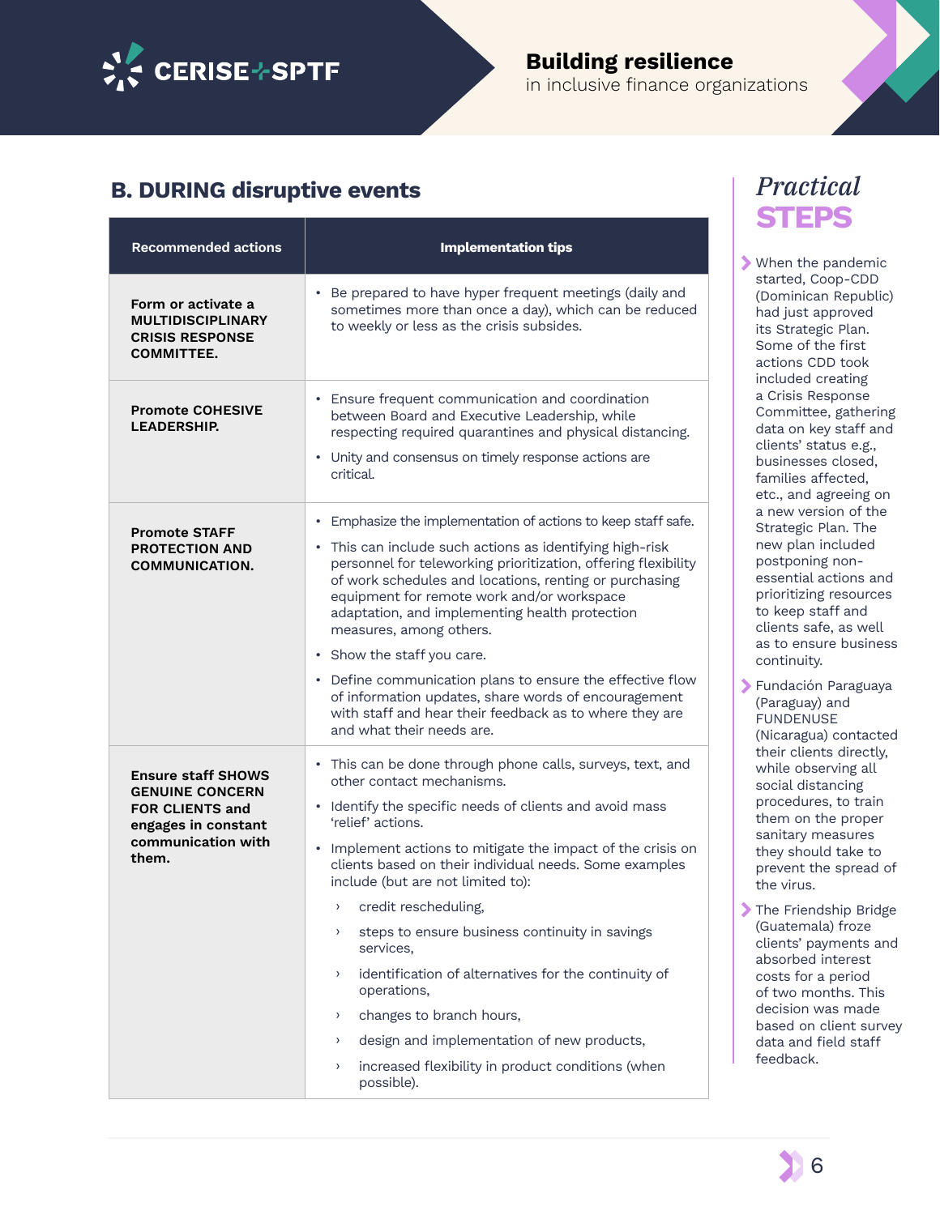## B. DURING disruptive events

| Recommended actions | Implementation tips |
|---|---|
| **Form or activate a MULTIDISCIPLINARY CRISIS RESPONSE COMMITTEE.** | • Be prepared to have hyper frequent meetings (daily and sometimes more than once a day), which can be reduced to weekly or less as the crisis subsides. |
| **Promote COHESIVE LEADERSHIP.** | • Ensure frequent communication and coordination between Board and Executive Leadership, while respecting required quarantines and physical distancing.<br>• Unity and consensus on timely response actions are critical. |
| **Promote STAFF PROTECTION AND COMMUNICATION.** | • Emphasize the implementation of actions to keep staff safe.<br>• This can include such actions as identifying high-risk personnel for teleworking prioritization, offering flexibility of work schedules and locations, renting or purchasing equipment for remote work and/or workspace adaptation, and implementing health protection measures, among others.<br>• Show the staff you care.<br>• Define communication plans to ensure the effective flow of information updates, share words of encouragement with staff and hear their feedback as to where they are and what their needs are. |
| **Ensure staff SHOWS GENUINE CONCERN FOR CLIENTS and engages in constant communication with them.** | • This can be done through phone calls, surveys, text, and other contact mechanisms.<br>• Identify the specific needs of clients and avoid mass 'relief' actions.<br>• Implement actions to mitigate the impact of the crisis on clients based on their individual needs. Some examples include (but are not limited to):<br>› credit rescheduling,<br>› steps to ensure business continuity in savings services,<br>› identification of alternatives for the continuity of operations,<br>› changes to branch hours,<br>› design and implementation of new products,<br>› increased flexibility in product conditions (when possible). |

### *Practical* STEPS

- When the pandemic started, Coop-CDD (Dominican Republic) had just approved its Strategic Plan. Some of the first actions CDD took included creating a Crisis Response Committee, gathering data on key staff and clients' status e.g., businesses closed, families affected, etc., and agreeing on a new version of the Strategic Plan. The new plan included postponing non-essential actions and prioritizing resources to keep staff and clients safe, as well as to ensure business continuity.
- Fundación Paraguaya (Paraguay) and FUNDENUSE (Nicaragua) contacted their clients directly, while observing all social distancing procedures, to train them on the proper sanitary measures they should take to prevent the spread of the virus.
- The Friendship Bridge (Guatemala) froze clients' payments and absorbed interest costs for a period of two months. This decision was made based on client survey data and field staff feedback.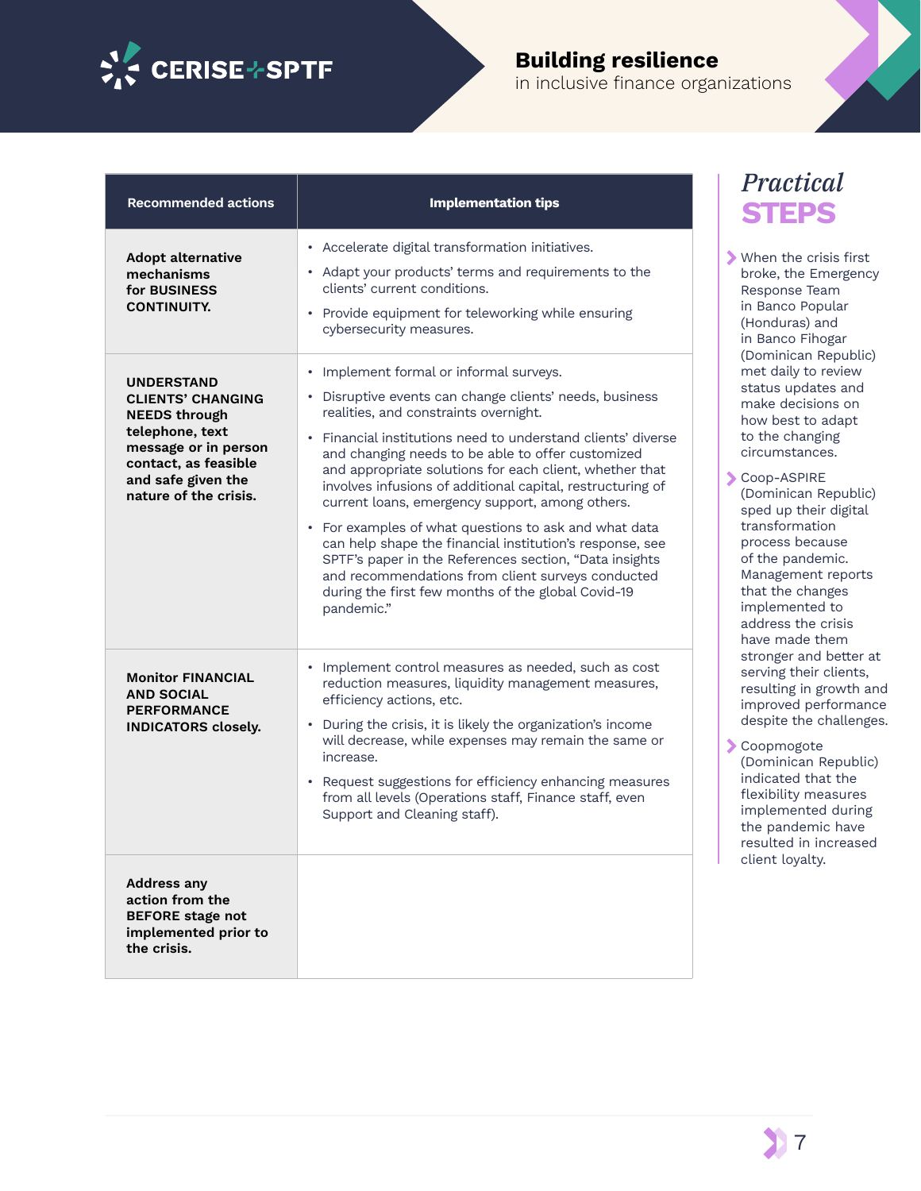| Recommended actions | Implementation tips |
|---|---|
| **Adopt alternative mechanisms for BUSINESS CONTINUITY.** | • Accelerate digital transformation initiatives.<br>• Adapt your products' terms and requirements to the clients' current conditions.<br>• Provide equipment for teleworking while ensuring cybersecurity measures. |
| **UNDERSTAND CLIENTS' CHANGING NEEDS through telephone, text message or in person contact, as feasible and safe given the nature of the crisis.** | • Implement formal or informal surveys.<br>• Disruptive events can change clients' needs, business realities, and constraints overnight.<br>• Financial institutions need to understand clients' diverse and changing needs to be able to offer customized and appropriate solutions for each client, whether that involves infusions of additional capital, restructuring of current loans, emergency support, among others.<br>• For examples of what questions to ask and what data can help shape the financial institution's response, see SPTF's paper in the References section, "Data insights and recommendations from client surveys conducted during the first few months of the global Covid-19 pandemic." |
| **Monitor FINANCIAL AND SOCIAL PERFORMANCE INDICATORS closely.** | • Implement control measures as needed, such as cost reduction measures, liquidity management measures, efficiency actions, etc.<br>• During the crisis, it is likely the organization's income will decrease, while expenses may remain the same or increase.<br>• Request suggestions for efficiency enhancing measures from all levels (Operations staff, Finance staff, even Support and Cleaning staff). |
| **Address any action from the BEFORE stage not implemented prior to the crisis.** | |

## *Practical* STEPS

- When the crisis first broke, the Emergency Response Team in Banco Popular (Honduras) and in Banco Fihogar (Dominican Republic) met daily to review status updates and make decisions on how best to adapt to the changing circumstances.
- Coop-ASPIRE (Dominican Republic) sped up their digital transformation process because of the pandemic. Management reports that the changes implemented to address the crisis have made them stronger and better at serving their clients, resulting in growth and improved performance despite the challenges.
- Coopmogote (Dominican Republic) indicated that the flexibility measures implemented during the pandemic have resulted in increased client loyalty.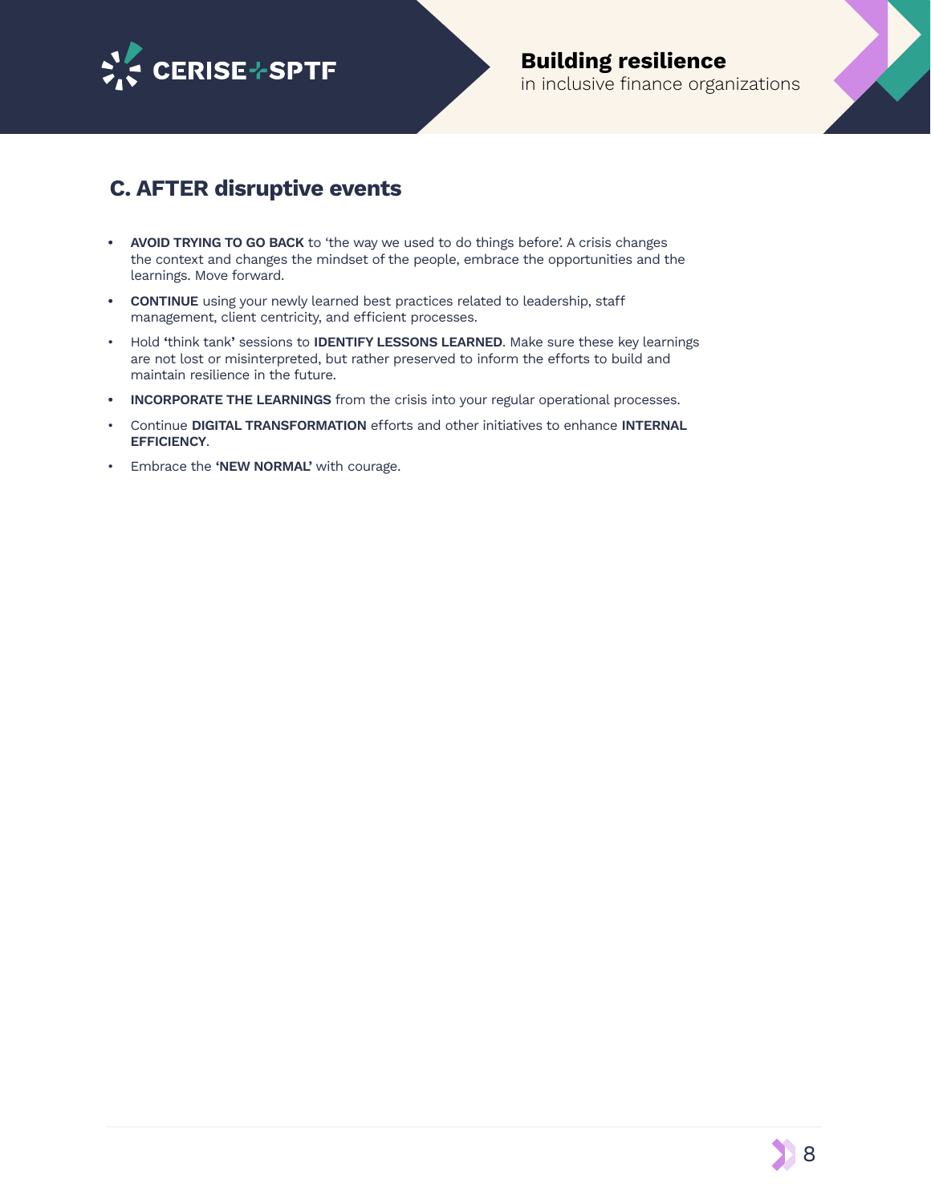## C. AFTER disruptive events

- **AVOID TRYING TO GO BACK** to 'the way we used to do things before'. A crisis changes the context and changes the mindset of the people, embrace the opportunities and the learnings. Move forward.
- **CONTINUE** using your newly learned best practices related to leadership, staff management, client centricity, and efficient processes.
- Hold 'think tank' sessions to **IDENTIFY LESSONS LEARNED**. Make sure these key learnings are not lost or misinterpreted, but rather preserved to inform the efforts to build and maintain resilience in the future.
- **INCORPORATE THE LEARNINGS** from the crisis into your regular operational processes.
- Continue **DIGITAL TRANSFORMATION** efforts and other initiatives to enhance **INTERNAL EFFICIENCY**.
- Embrace the **'NEW NORMAL'** with courage.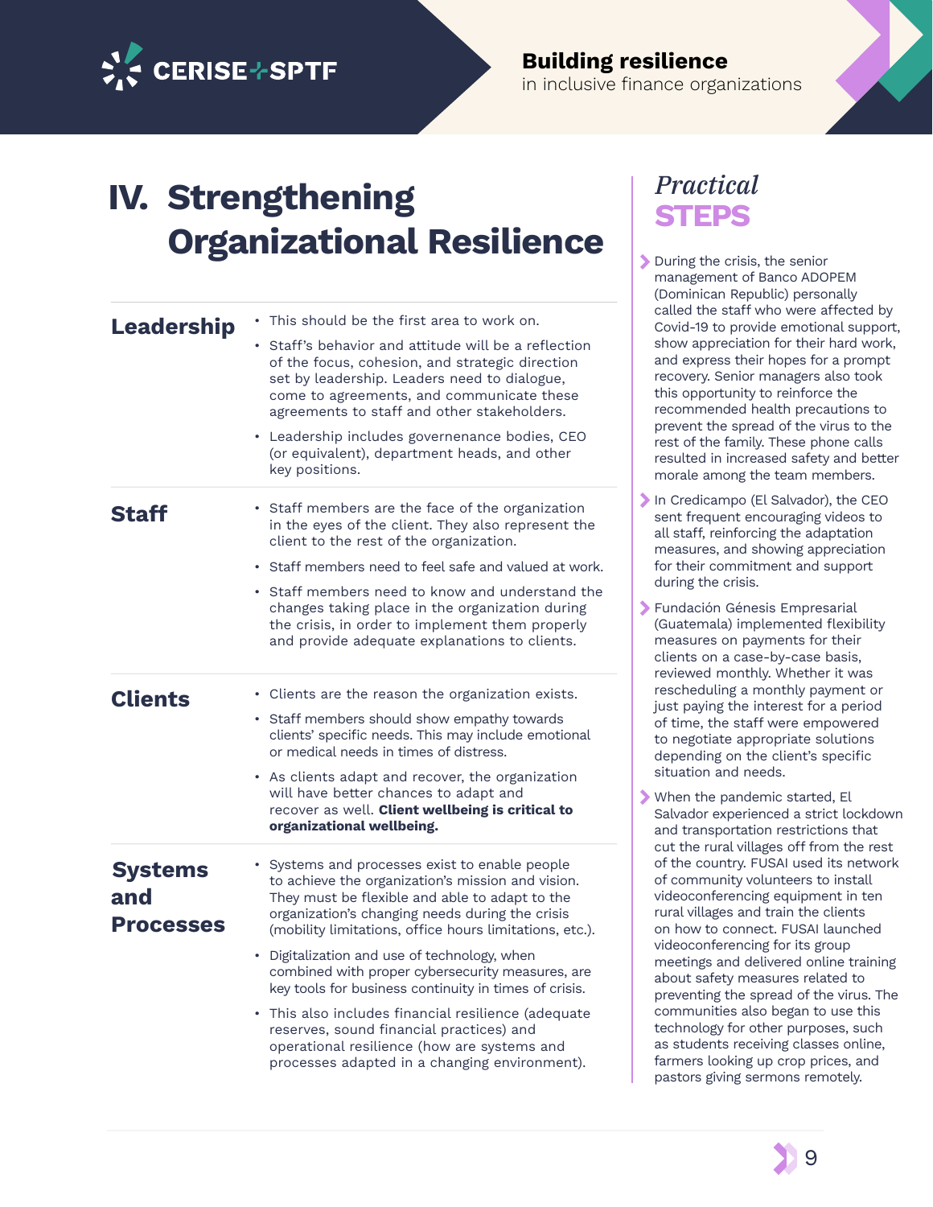# IV. Strengthening Organizational Resilience

## Leadership

- This should be the first area to work on.
- Staff's behavior and attitude will be a reflection of the focus, cohesion, and strategic direction set by leadership. Leaders need to dialogue, come to agreements, and communicate these agreements to staff and other stakeholders.
- Leadership includes governenance bodies, CEO (or equivalent), department heads, and other key positions.

## Staff

- Staff members are the face of the organization in the eyes of the client. They also represent the client to the rest of the organization.
- Staff members need to feel safe and valued at work.
- Staff members need to know and understand the changes taking place in the organization during the crisis, in order to implement them properly and provide adequate explanations to clients.

## Clients

- Clients are the reason the organization exists.
- Staff members should show empathy towards clients' specific needs. This may include emotional or medical needs in times of distress.
- As clients adapt and recover, the organization will have better chances to adapt and recover as well. **Client wellbeing is critical to organizational wellbeing.**

## Systems and Processes

- Systems and processes exist to enable people to achieve the organization's mission and vision. They must be flexible and able to adapt to the organization's changing needs during the crisis (mobility limitations, office hours limitations, etc.).
- Digitalization and use of technology, when combined with proper cybersecurity measures, are key tools for business continuity in times of crisis.
- This also includes financial resilience (adequate reserves, sound financial practices) and operational resilience (how are systems and processes adapted in a changing environment).

## *Practical* STEPS

- During the crisis, the senior management of Banco ADOPEM (Dominican Republic) personally called the staff who were affected by Covid-19 to provide emotional support, show appreciation for their hard work, and express their hopes for a prompt recovery. Senior managers also took this opportunity to reinforce the recommended health precautions to prevent the spread of the virus to the rest of the family. These phone calls resulted in increased safety and better morale among the team members.
- In Credicampo (El Salvador), the CEO sent frequent encouraging videos to all staff, reinforcing the adaptation measures, and showing appreciation for their commitment and support during the crisis.
- Fundación Génesis Empresarial (Guatemala) implemented flexibility measures on payments for their clients on a case-by-case basis, reviewed monthly. Whether it was rescheduling a monthly payment or just paying the interest for a period of time, the staff were empowered to negotiate appropriate solutions depending on the client's specific situation and needs.
- When the pandemic started, El Salvador experienced a strict lockdown and transportation restrictions that cut the rural villages off from the rest of the country. FUSAI used its network of community volunteers to install videoconferencing equipment in ten rural villages and train the clients on how to connect. FUSAI launched videoconferencing for its group meetings and delivered online training about safety measures related to preventing the spread of the virus. The communities also began to use this technology for other purposes, such as students receiving classes online, farmers looking up crop prices, and pastors giving sermons remotely.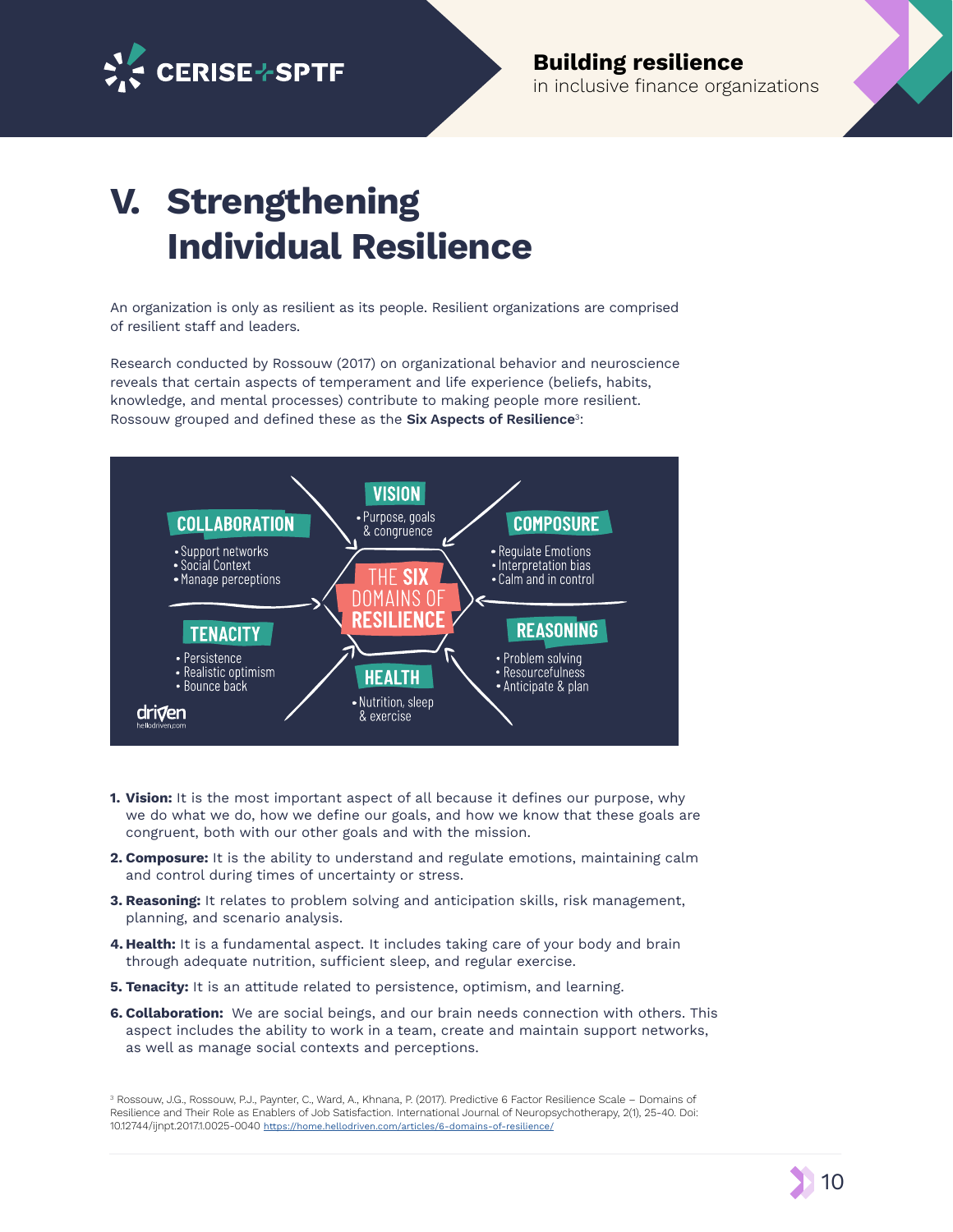# V. Strengthening Individual Resilience

An organization is only as resilient as its people. Resilient organizations are comprised of resilient staff and leaders.

Research conducted by Rossouw (2017) on organizational behavior and neuroscience reveals that certain aspects of temperament and life experience (beliefs, habits, knowledge, and mental processes) contribute to making people more resilient. Rossouw grouped and defined these as the **Six Aspects of Resilience**[3]:

**THE SIX DOMAINS OF RESILIENCE**

- **VISION**
  - Purpose, goals & congruence
- **COMPOSURE**
  - Regulate Emotions
  - Interpretation bias
  - Calm and in control
- **REASONING**
  - Problem solving
  - Resourcefulness
  - Anticipate & plan
- **HEALTH**
  - Nutrition, sleep & exercise
- **TENACITY**
  - Persistence
  - Realistic optimism
  - Bounce back
- **COLLABORATION**
  - Support networks
  - Social Context
  - Manage perceptions

driven
hellodriven.com

1. **Vision:** It is the most important aspect of all because it defines our purpose, why we do what we do, how we define our goals, and how we know that these goals are congruent, both with our other goals and with the mission.
2. **Composure:** It is the ability to understand and regulate emotions, maintaining calm and control during times of uncertainty or stress.
3. **Reasoning:** It relates to problem solving and anticipation skills, risk management, planning, and scenario analysis.
4. **Health:** It is a fundamental aspect. It includes taking care of your body and brain through adequate nutrition, sufficient sleep, and regular exercise.
5. **Tenacity:** It is an attitude related to persistence, optimism, and learning.
6. **Collaboration:** We are social beings, and our brain needs connection with others. This aspect includes the ability to work in a team, create and maintain support networks, as well as manage social contexts and perceptions.

[3] Rossouw, J.G., Rossouw, P.J., Paynter, C., Ward, A., Khnana, P. (2017). Predictive 6 Factor Resilience Scale – Domains of Resilience and Their Role as Enablers of Job Satisfaction. International Journal of Neuropsychotherapy, 2(1), 25-40. Doi: 10.12744/ijnpt.2017.1.0025-0040 https://home.hellodriven.com/articles/6-domains-of-resilience/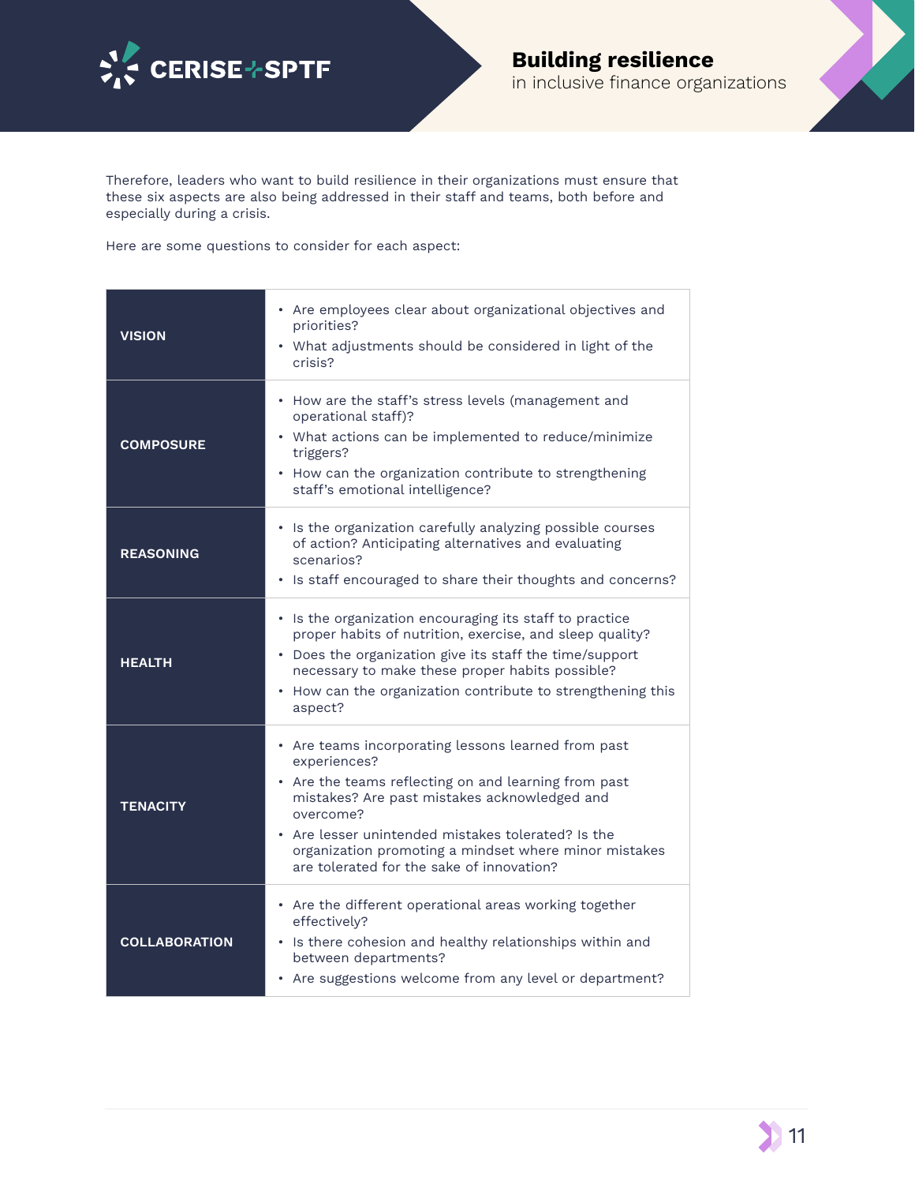Therefore, leaders who want to build resilience in their organizations must ensure that these six aspects are also being addressed in their staff and teams, both before and especially during a crisis.

Here are some questions to consider for each aspect:

| Aspect | Questions |
| --- | --- |
| **VISION** | • Are employees clear about organizational objectives and priorities?<br>• What adjustments should be considered in light of the crisis? |
| **COMPOSURE** | • How are the staff's stress levels (management and operational staff)?<br>• What actions can be implemented to reduce/minimize triggers?<br>• How can the organization contribute to strengthening staff's emotional intelligence? |
| **REASONING** | • Is the organization carefully analyzing possible courses of action? Anticipating alternatives and evaluating scenarios?<br>• Is staff encouraged to share their thoughts and concerns? |
| **HEALTH** | • Is the organization encouraging its staff to practice proper habits of nutrition, exercise, and sleep quality?<br>• Does the organization give its staff the time/support necessary to make these proper habits possible?<br>• How can the organization contribute to strengthening this aspect? |
| **TENACITY** | • Are teams incorporating lessons learned from past experiences?<br>• Are the teams reflecting on and learning from past mistakes? Are past mistakes acknowledged and overcome?<br>• Are lesser unintended mistakes tolerated? Is the organization promoting a mindset where minor mistakes are tolerated for the sake of innovation? |
| **COLLABORATION** | • Are the different operational areas working together effectively?<br>• Is there cohesion and healthy relationships within and between departments?<br>• Are suggestions welcome from any level or department? |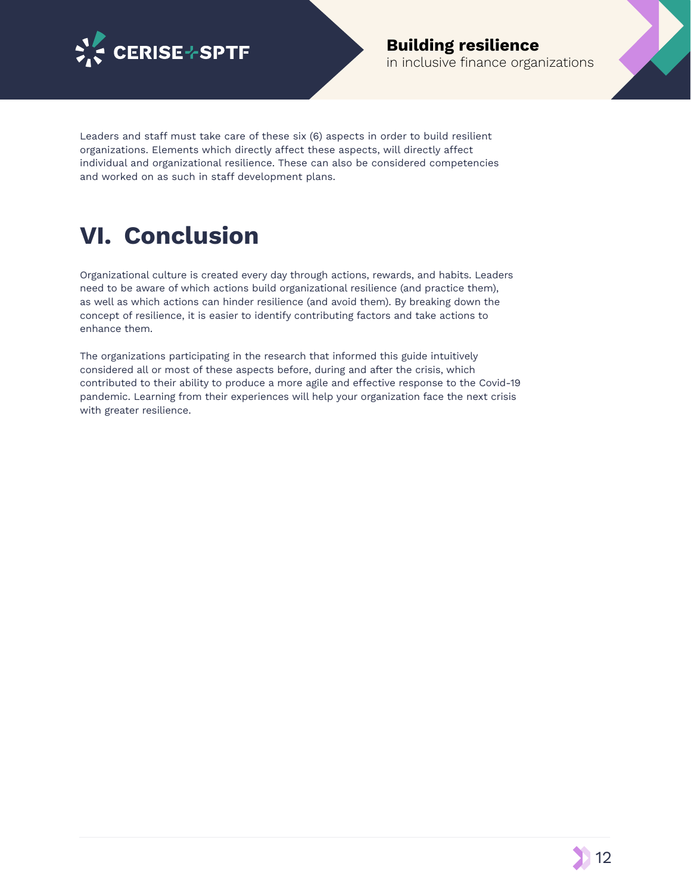Leaders and staff must take care of these six (6) aspects in order to build resilient organizations. Elements which directly affect these aspects, will directly affect individual and organizational resilience. These can also be considered competencies and worked on as such in staff development plans.

# VI. Conclusion

Organizational culture is created every day through actions, rewards, and habits. Leaders need to be aware of which actions build organizational resilience (and practice them), as well as which actions can hinder resilience (and avoid them). By breaking down the concept of resilience, it is easier to identify contributing factors and take actions to enhance them.

The organizations participating in the research that informed this guide intuitively considered all or most of these aspects before, during and after the crisis, which contributed to their ability to produce a more agile and effective response to the Covid-19 pandemic. Learning from their experiences will help your organization face the next crisis with greater resilience.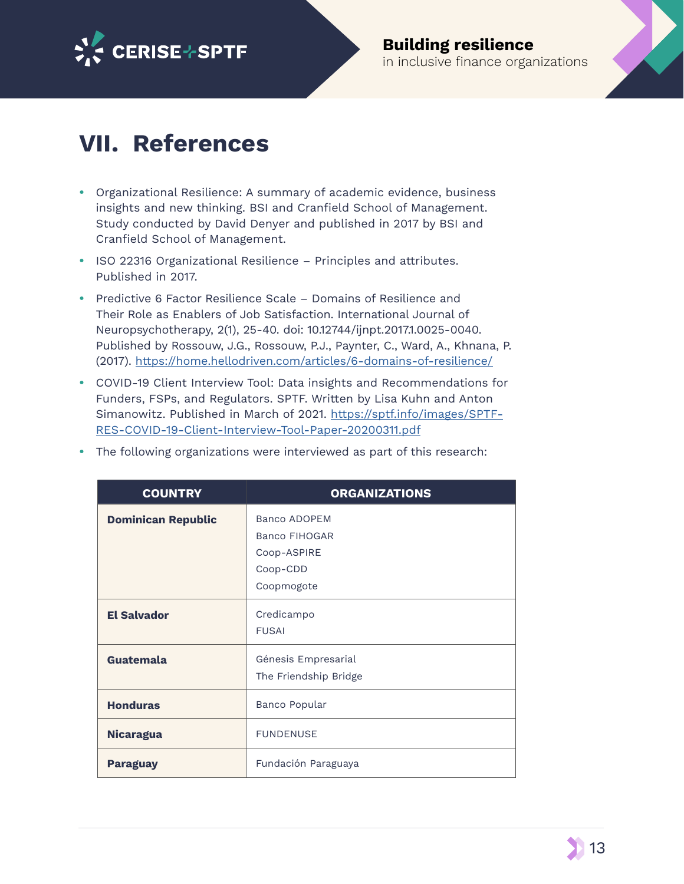# VII. References

- Organizational Resilience: A summary of academic evidence, business insights and new thinking. BSI and Cranfield School of Management. Study conducted by David Denyer and published in 2017 by BSI and Cranfield School of Management.
- ISO 22316 Organizational Resilience – Principles and attributes. Published in 2017.
- Predictive 6 Factor Resilience Scale – Domains of Resilience and Their Role as Enablers of Job Satisfaction. International Journal of Neuropsychotherapy, 2(1), 25-40. doi: 10.12744/ijnpt.2017.1.0025-0040. Published by Rossouw, J.G., Rossouw, P.J., Paynter, C., Ward, A., Khnana, P. (2017). https://home.hellodriven.com/articles/6-domains-of-resilience/
- COVID-19 Client Interview Tool: Data insights and Recommendations for Funders, FSPs, and Regulators. SPTF. Written by Lisa Kuhn and Anton Simanowitz. Published in March of 2021. https://sptf.info/images/SPTF-RES-COVID-19-Client-Interview-Tool-Paper-20200311.pdf
- The following organizations were interviewed as part of this research:

| COUNTRY | ORGANIZATIONS |
|---|---|
| **Dominican Republic** | Banco ADOPEM<br>Banco FIHOGAR<br>Coop-ASPIRE<br>Coop-CDD<br>Coopmogote |
| **El Salvador** | Credicampo<br>FUSAI |
| **Guatemala** | Génesis Empresarial<br>The Friendship Bridge |
| **Honduras** | Banco Popular |
| **Nicaragua** | FUNDENUSE |
| **Paraguay** | Fundación Paraguaya |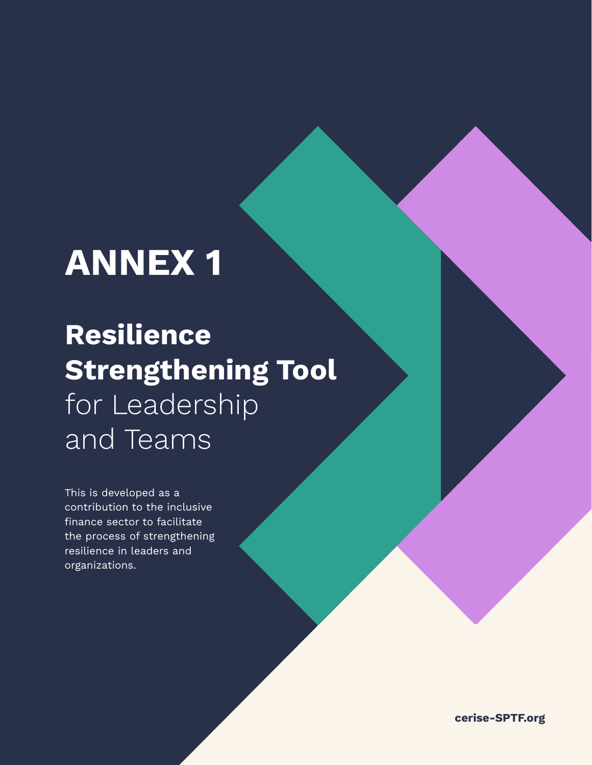# ANNEX 1

## Resilience Strengthening Tool for Leadership and Teams

This is developed as a contribution to the inclusive finance sector to facilitate the process of strengthening resilience in leaders and organizations.

**cerise-SPTF.org**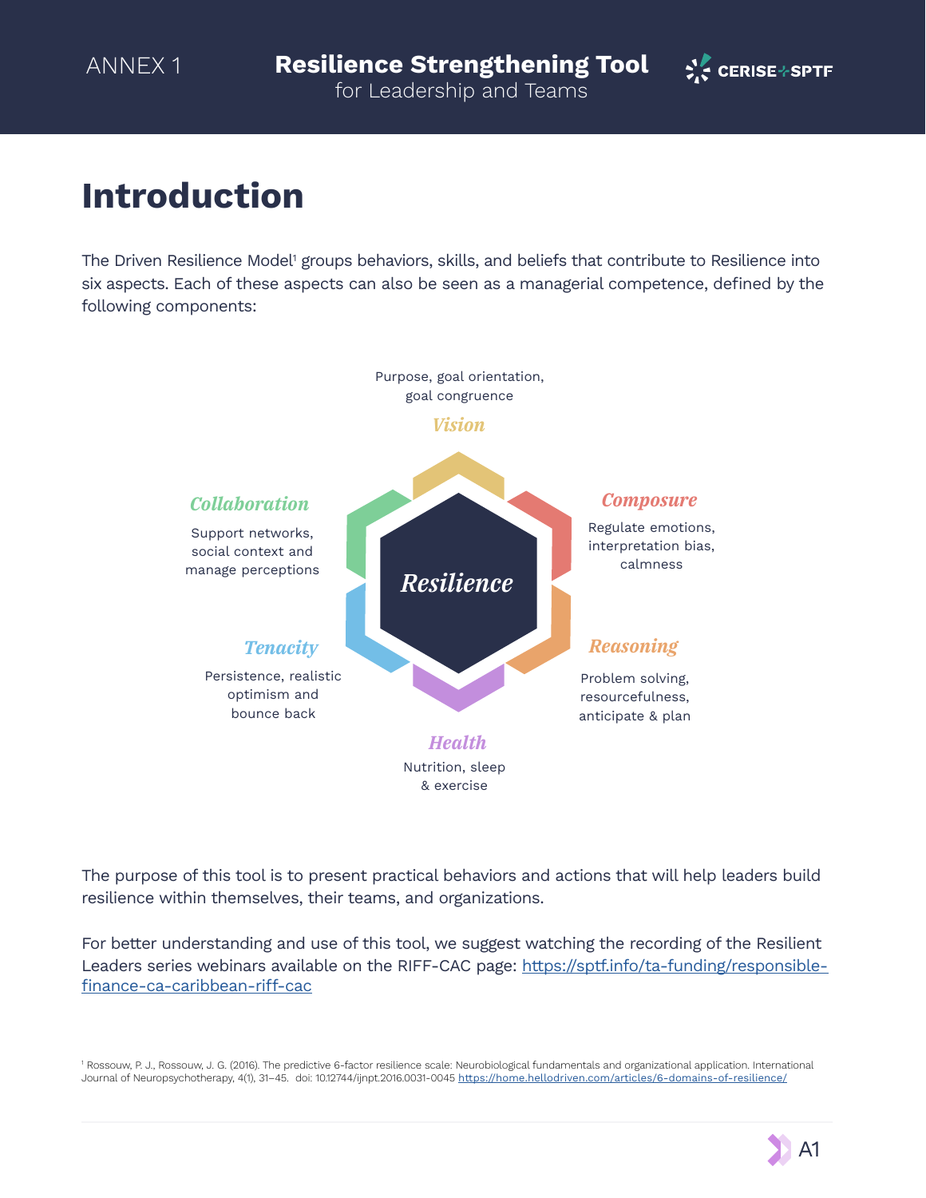# Introduction

The Driven Resilience Model[1] groups behaviors, skills, and beliefs that contribute to Resilience into six aspects. Each of these aspects can also be seen as a managerial competence, defined by the following components:

**Resilience**

- ***Vision***: Purpose, goal orientation, goal congruence
- ***Composure***: Regulate emotions, interpretation bias, calmness
- ***Reasoning***: Problem solving, resourcefulness, anticipate & plan
- ***Health***: Nutrition, sleep & exercise
- ***Tenacity***: Persistence, realistic optimism and bounce back
- ***Collaboration***: Support networks, social context and manage perceptions

The purpose of this tool is to present practical behaviors and actions that will help leaders build resilience within themselves, their teams, and organizations.

For better understanding and use of this tool, we suggest watching the recording of the Resilient Leaders series webinars available on the RIFF-CAC page: https://sptf.info/ta-funding/responsible-finance-ca-caribbean-riff-cac

[1] Rossouw, P. J., Rossouw, J. G. (2016). The predictive 6-factor resilience scale: Neurobiological fundamentals and organizational application. International Journal of Neuropsychotherapy, 4(1), 31–45. doi: 10.12744/ijnpt.2016.0031-0045 https://home.hellodriven.com/articles/6-domains-of-resilience/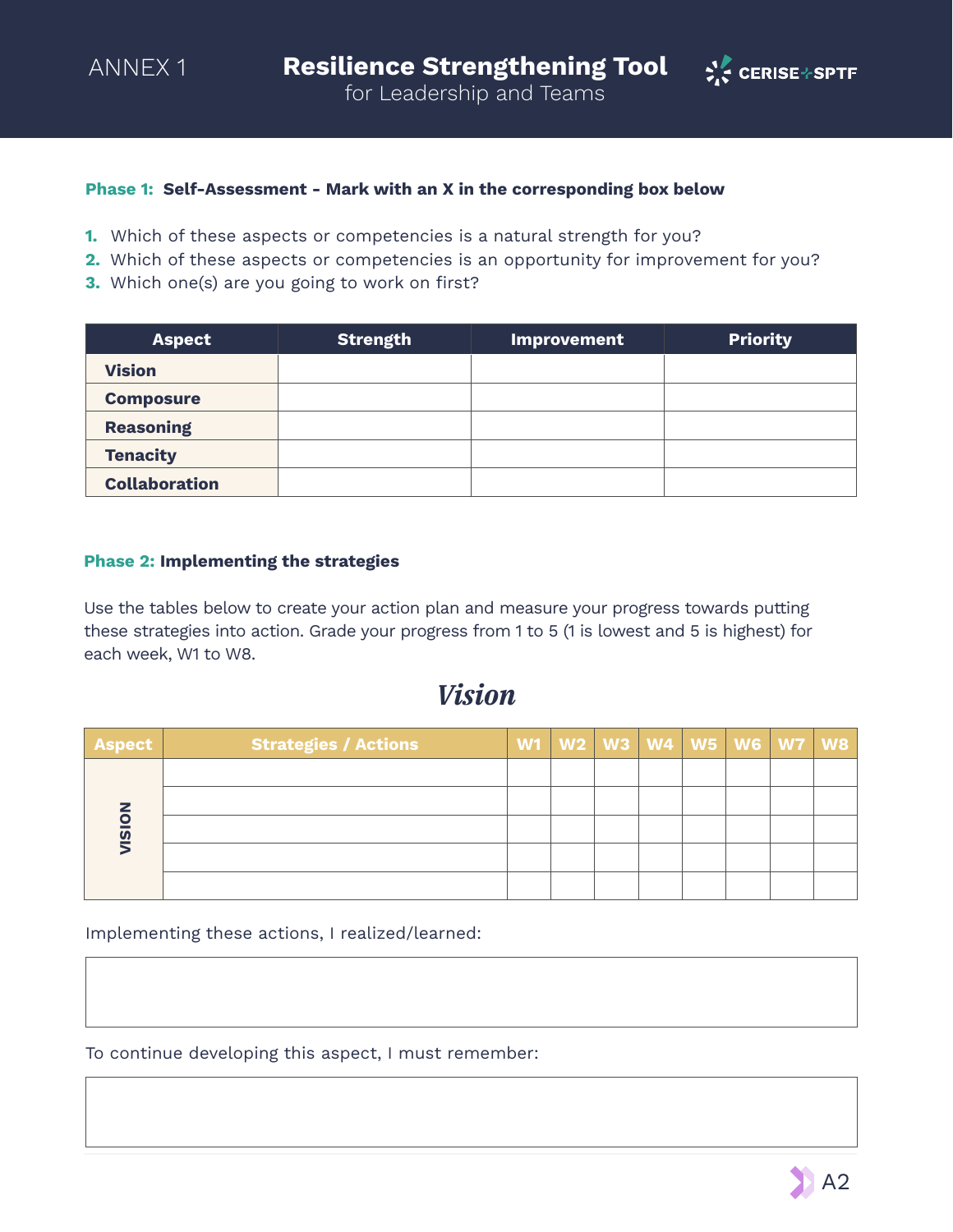ANNEX 1

# Resilience Strengthening Tool
for Leadership and Teams

CERISE+SPTF

**Phase 1: Self-Assessment - Mark with an X in the corresponding box below**

1. Which of these aspects or competencies is a natural strength for you?
2. Which of these aspects or competencies is an opportunity for improvement for you?
3. Which one(s) are you going to work on first?

| Aspect | Strength | Improvement | Priority |
|---|---|---|---|
| **Vision** | | | |
| **Composure** | | | |
| **Reasoning** | | | |
| **Tenacity** | | | |
| **Collaboration** | | | |

**Phase 2: Implementing the strategies**

Use the tables below to create your action plan and measure your progress towards putting these strategies into action. Grade your progress from 1 to 5 (1 is lowest and 5 is highest) for each week, W1 to W8.

## *Vision*

| Aspect | Strategies / Actions | W1 | W2 | W3 | W4 | W5 | W6 | W7 | W8 |
|---|---|---|---|---|---|---|---|---|---|
| VISION | | | | | | | | | |
| | | | | | | | | | |
| | | | | | | | | | |
| | | | | | | | | | |
| | | | | | | | | | |

Implementing these actions, I realized/learned:

To continue developing this aspect, I must remember: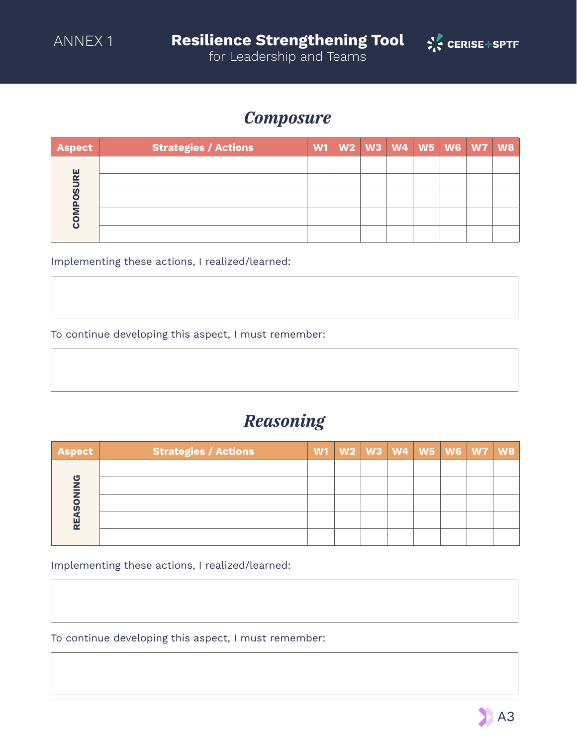ANNEX 1

# Resilience Strengthening Tool
for Leadership and Teams

CERISE+SPTF

## *Composure*

| Aspect | Strategies / Actions | W1 | W2 | W3 | W4 | W5 | W6 | W7 | W8 |
|---|---|---|---|---|---|---|---|---|---|
| COMPOSURE | | | | | | | | | |
| | | | | | | | | | |
| | | | | | | | | | |
| | | | | | | | | | |
| | | | | | | | | | |

Implementing these actions, I realized/learned:

To continue developing this aspect, I must remember:

## *Reasoning*

| Aspect | Strategies / Actions | W1 | W2 | W3 | W4 | W5 | W6 | W7 | W8 |
|---|---|---|---|---|---|---|---|---|---|
| REASONING | | | | | | | | | |
| | | | | | | | | | |
| | | | | | | | | | |
| | | | | | | | | | |
| | | | | | | | | | |

Implementing these actions, I realized/learned:

To continue developing this aspect, I must remember: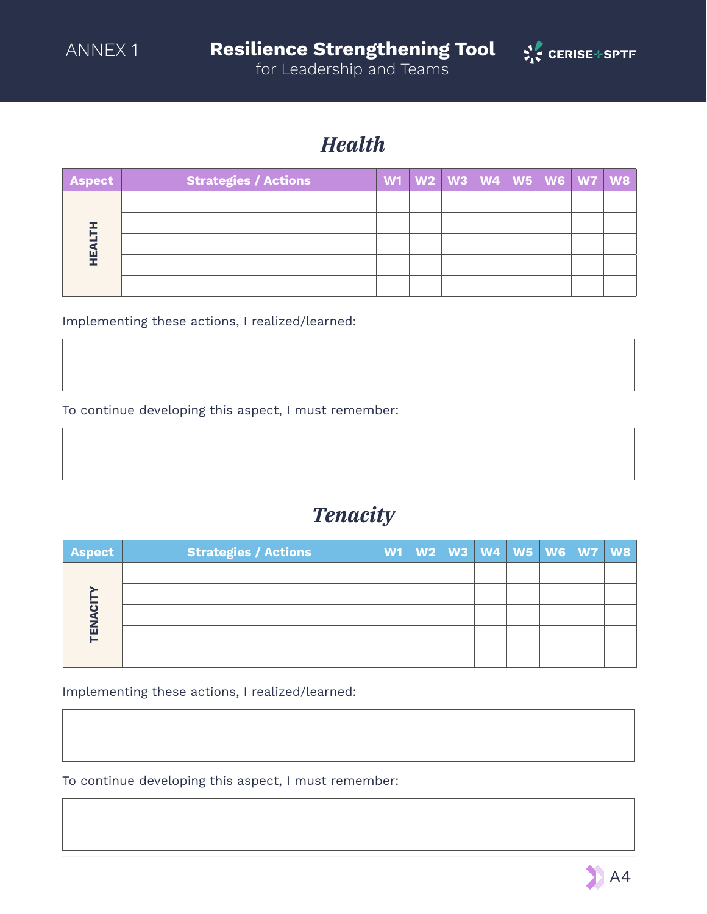# Health

| Aspect | Strategies / Actions | W1 | W2 | W3 | W4 | W5 | W6 | W7 | W8 |
|---|---|---|---|---|---|---|---|---|---|
| HEALTH | | | | | | | | | |
| | | | | | | | | | |
| | | | | | | | | | |
| | | | | | | | | | |
| | | | | | | | | | |

Implementing these actions, I realized/learned:

To continue developing this aspect, I must remember:

# Tenacity

| Aspect | Strategies / Actions | W1 | W2 | W3 | W4 | W5 | W6 | W7 | W8 |
|---|---|---|---|---|---|---|---|---|---|
| TENACITY | | | | | | | | | |
| | | | | | | | | | |
| | | | | | | | | | |
| | | | | | | | | | |
| | | | | | | | | | |

Implementing these actions, I realized/learned:

To continue developing this aspect, I must remember: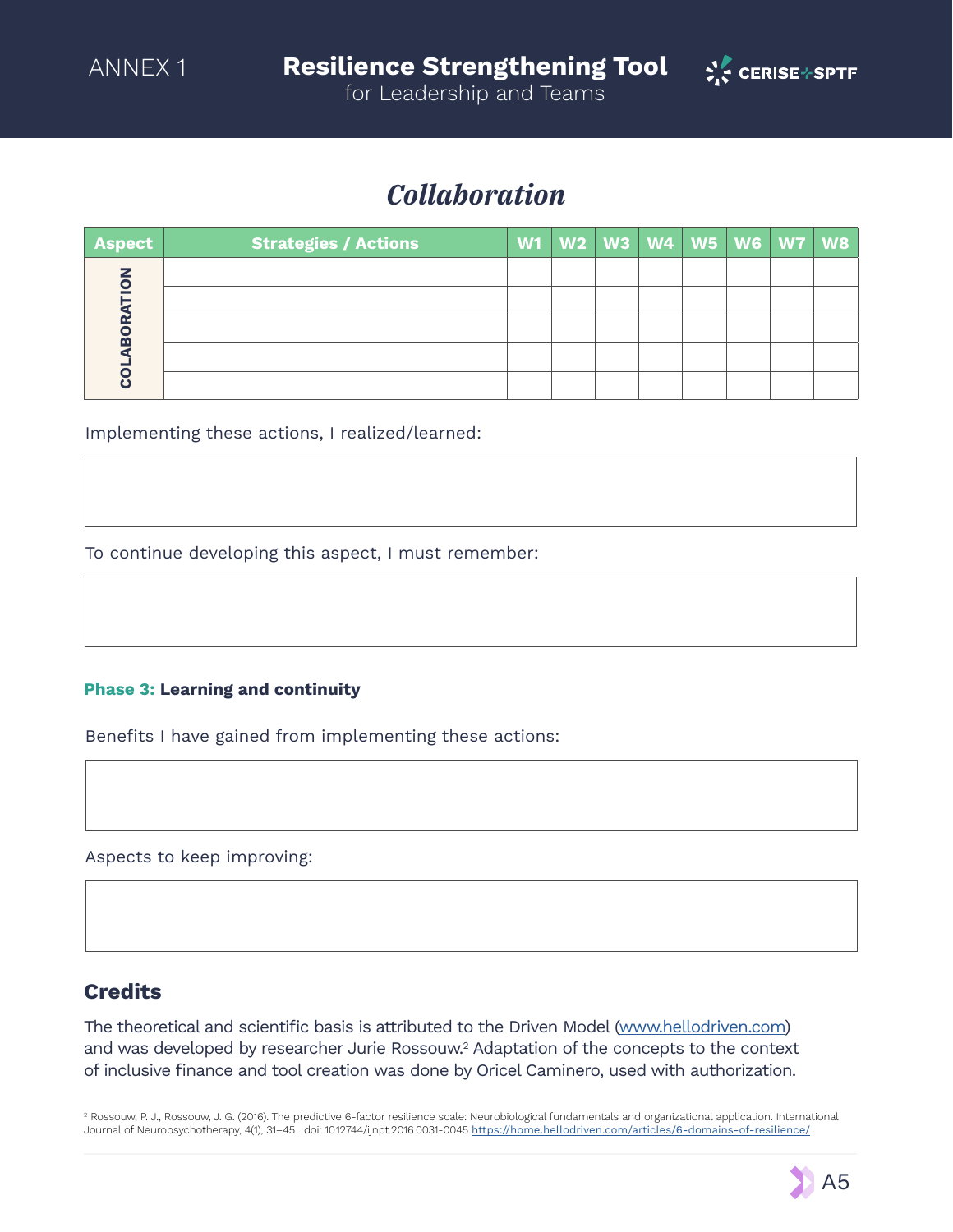# Collaboration

| Aspect | Strategies / Actions | W1 | W2 | W3 | W4 | W5 | W6 | W7 | W8 |
|---|---|---|---|---|---|---|---|---|---|
| COLABORATION | | | | | | | | | |
| | | | | | | | | | |
| | | | | | | | | | |
| | | | | | | | | | |
| | | | | | | | | | |

Implementing these actions, I realized/learned:

To continue developing this aspect, I must remember:

**Phase 3: Learning and continuity**

Benefits I have gained from implementing these actions:

Aspects to keep improving:

## Credits

The theoretical and scientific basis is attributed to the Driven Model ([www.hellodriven.com](www.hellodriven.com)) and was developed by researcher Jurie Rossouw.[2] Adaptation of the concepts to the context of inclusive finance and tool creation was done by Oricel Caminero, used with authorization.

[2] Rossouw, P. J., Rossouw, J. G. (2016). The predictive 6-factor resilience scale: Neurobiological fundamentals and organizational application. International Journal of Neuropsychotherapy, 4(1), 31–45. doi: 10.12744/ijnpt.2016.0031-0045 [https://home.hellodriven.com/articles/6-domains-of-resilience/](https://home.hellodriven.com/articles/6-domains-of-resilience/)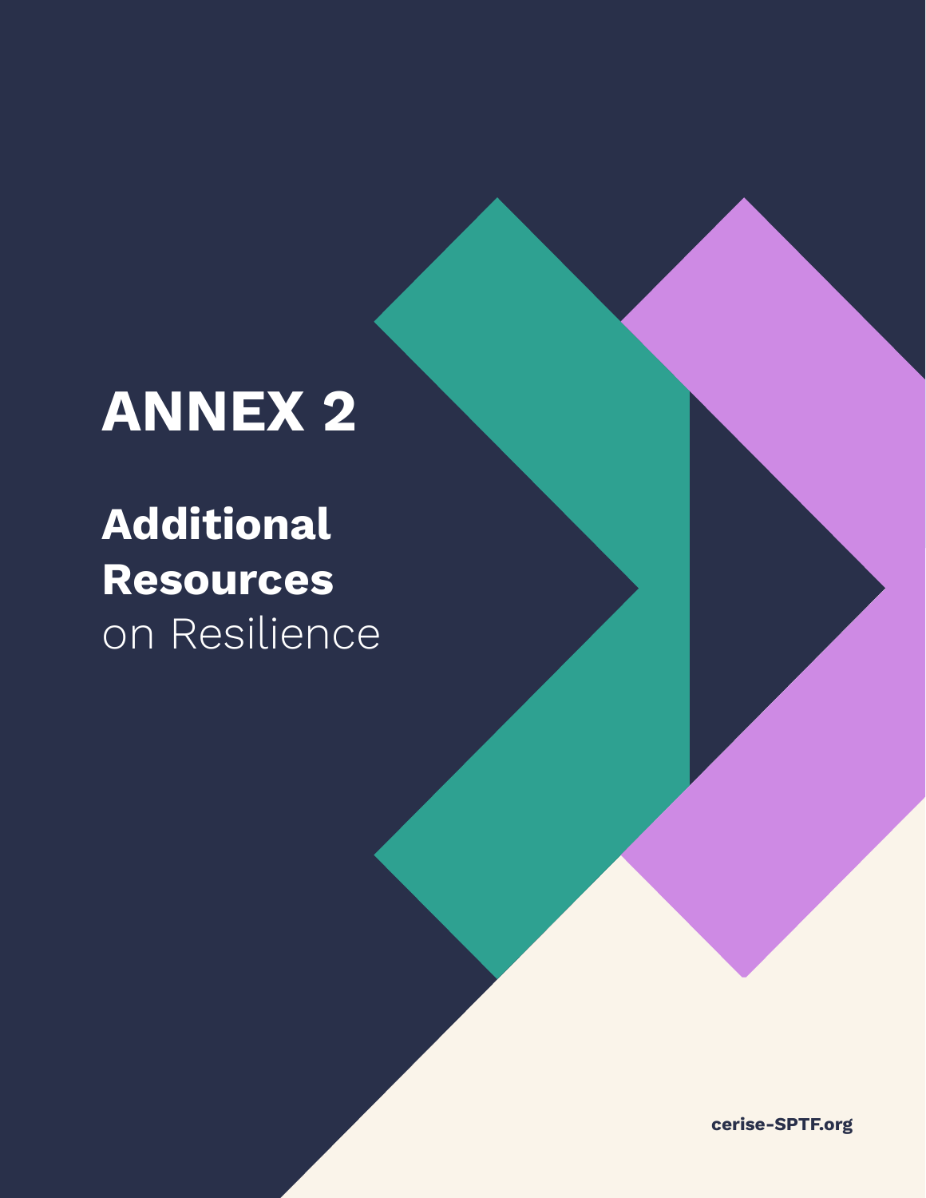# ANNEX 2

## Additional Resources on Resilience

cerise-SPTF.org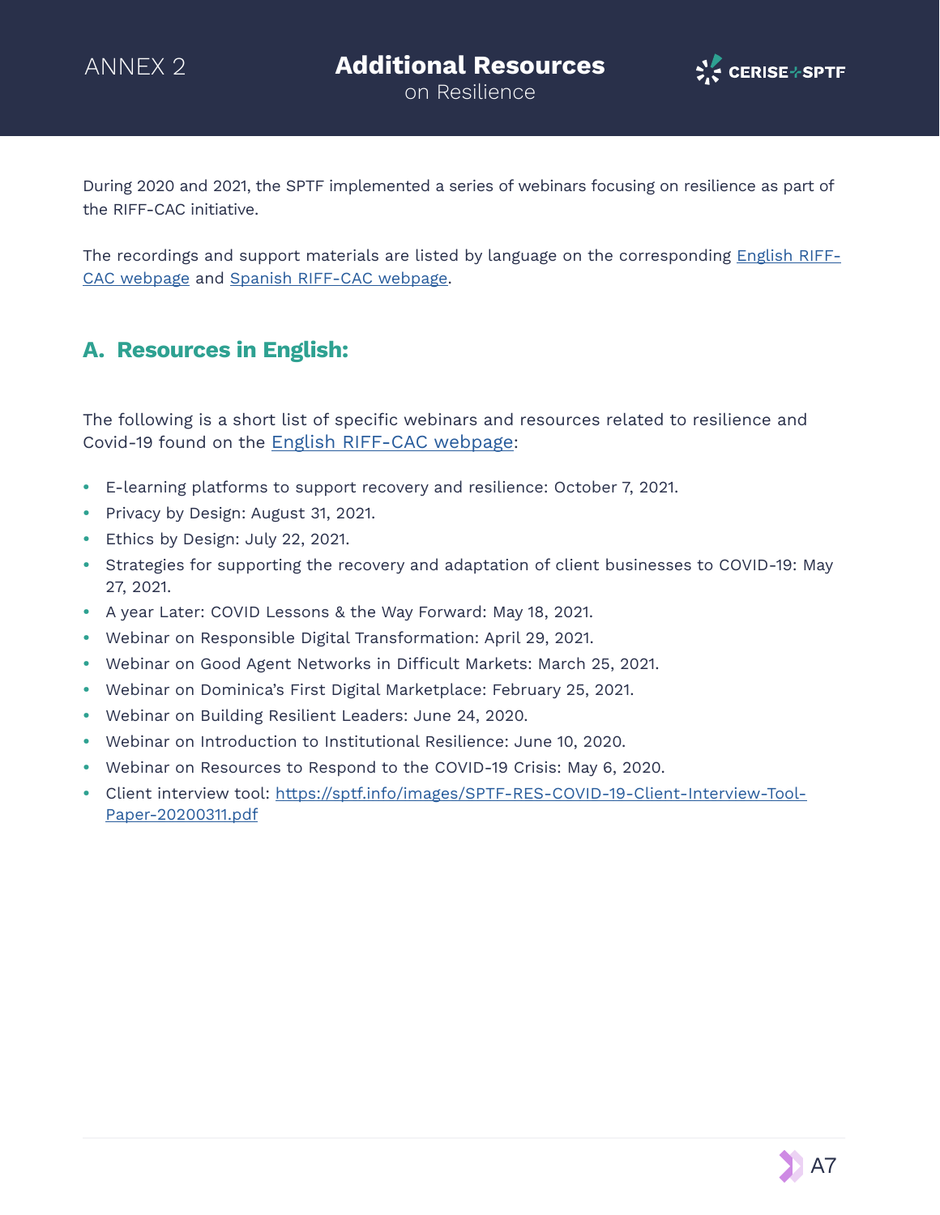# ANNEX 2 Additional Resources on Resilience

During 2020 and 2021, the SPTF implemented a series of webinars focusing on resilience as part of the RIFF-CAC initiative.

The recordings and support materials are listed by language on the corresponding English RIFF-CAC webpage and Spanish RIFF-CAC webpage.

## A. Resources in English:

The following is a short list of specific webinars and resources related to resilience and Covid-19 found on the English RIFF-CAC webpage:

- E-learning platforms to support recovery and resilience: October 7, 2021.
- Privacy by Design: August 31, 2021.
- Ethics by Design: July 22, 2021.
- Strategies for supporting the recovery and adaptation of client businesses to COVID-19: May 27, 2021.
- A year Later: COVID Lessons & the Way Forward: May 18, 2021.
- Webinar on Responsible Digital Transformation: April 29, 2021.
- Webinar on Good Agent Networks in Difficult Markets: March 25, 2021.
- Webinar on Dominica's First Digital Marketplace: February 25, 2021.
- Webinar on Building Resilient Leaders: June 24, 2020.
- Webinar on Introduction to Institutional Resilience: June 10, 2020.
- Webinar on Resources to Respond to the COVID-19 Crisis: May 6, 2020.
- Client interview tool: https://sptf.info/images/SPTF-RES-COVID-19-Client-Interview-Tool-Paper-20200311.pdf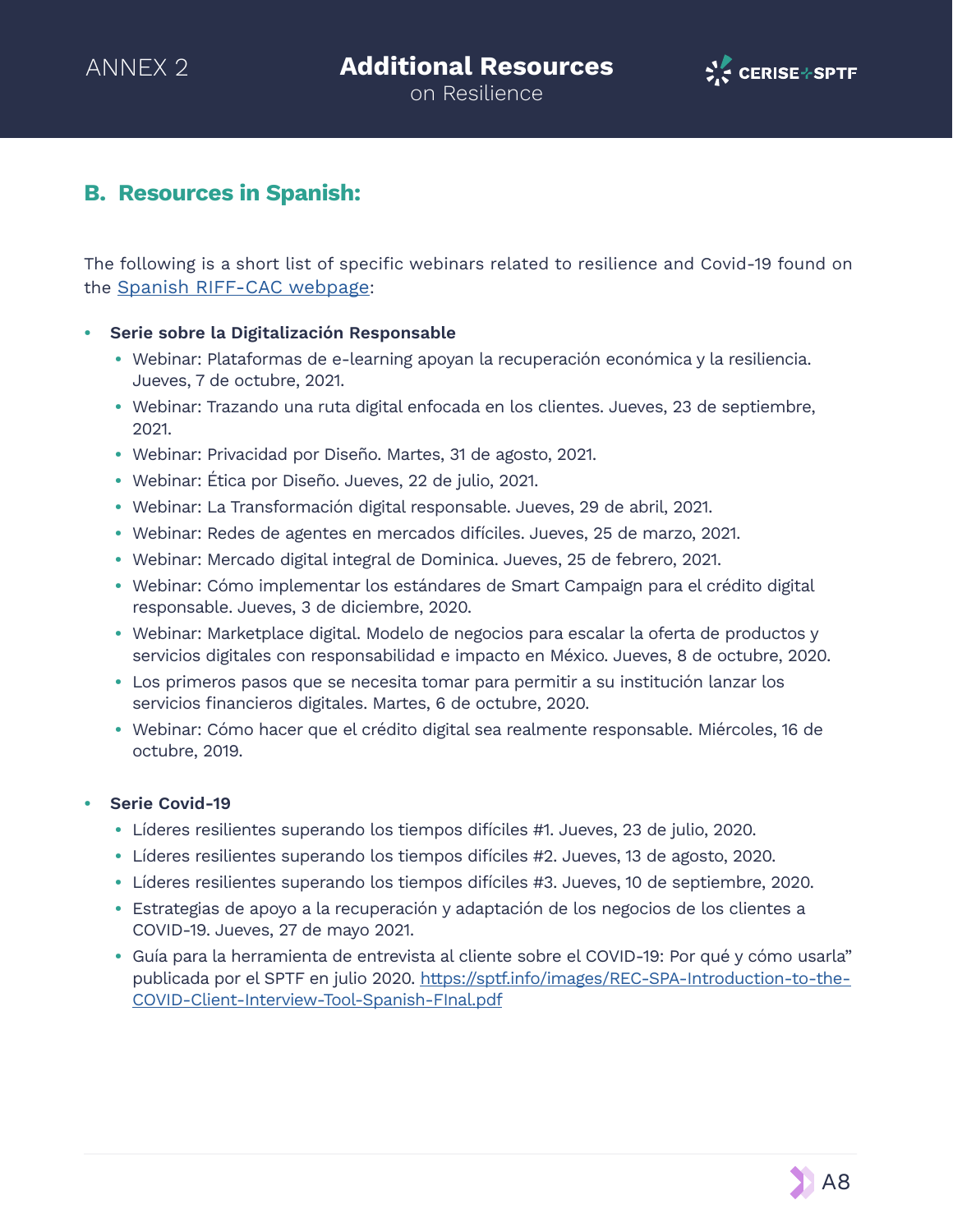## B. Resources in Spanish:

The following is a short list of specific webinars related to resilience and Covid-19 found on the [Spanish RIFF-CAC webpage](Spanish RIFF-CAC webpage):

- **Serie sobre la Digitalización Responsable**
  - Webinar: Plataformas de e-learning apoyan la recuperación económica y la resiliencia. Jueves, 7 de octubre, 2021.
  - Webinar: Trazando una ruta digital enfocada en los clientes. Jueves, 23 de septiembre, 2021.
  - Webinar: Privacidad por Diseño. Martes, 31 de agosto, 2021.
  - Webinar: Ética por Diseño. Jueves, 22 de julio, 2021.
  - Webinar: La Transformación digital responsable. Jueves, 29 de abril, 2021.
  - Webinar: Redes de agentes en mercados difíciles. Jueves, 25 de marzo, 2021.
  - Webinar: Mercado digital integral de Dominica. Jueves, 25 de febrero, 2021.
  - Webinar: Cómo implementar los estándares de Smart Campaign para el crédito digital responsable. Jueves, 3 de diciembre, 2020.
  - Webinar: Marketplace digital. Modelo de negocios para escalar la oferta de productos y servicios digitales con responsabilidad e impacto en México. Jueves, 8 de octubre, 2020.
  - Los primeros pasos que se necesita tomar para permitir a su institución lanzar los servicios financieros digitales. Martes, 6 de octubre, 2020.
  - Webinar: Cómo hacer que el crédito digital sea realmente responsable. Miércoles, 16 de octubre, 2019.

- **Serie Covid-19**
  - Líderes resilientes superando los tiempos difíciles #1. Jueves, 23 de julio, 2020.
  - Líderes resilientes superando los tiempos difíciles #2. Jueves, 13 de agosto, 2020.
  - Líderes resilientes superando los tiempos difíciles #3. Jueves, 10 de septiembre, 2020.
  - Estrategias de apoyo a la recuperación y adaptación de los negocios de los clientes a COVID-19. Jueves, 27 de mayo 2021.
  - Guía para la herramienta de entrevista al cliente sobre el COVID-19: Por qué y cómo usarla" publicada por el SPTF en julio 2020. https://sptf.info/images/REC-SPA-Introduction-to-the-COVID-Client-Interview-Tool-Spanish-FInal.pdf